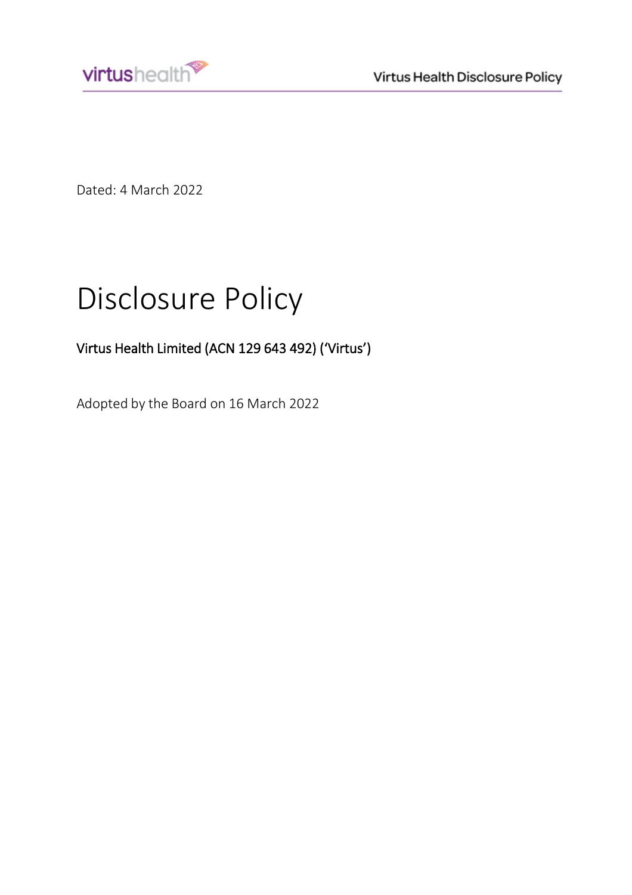Dated: 4 March 2022

# Disclosure Policy

**Virtus Health Limited (ACN 129 643 492) ('Virtus')**

Adopted by the Board on 16 March 2022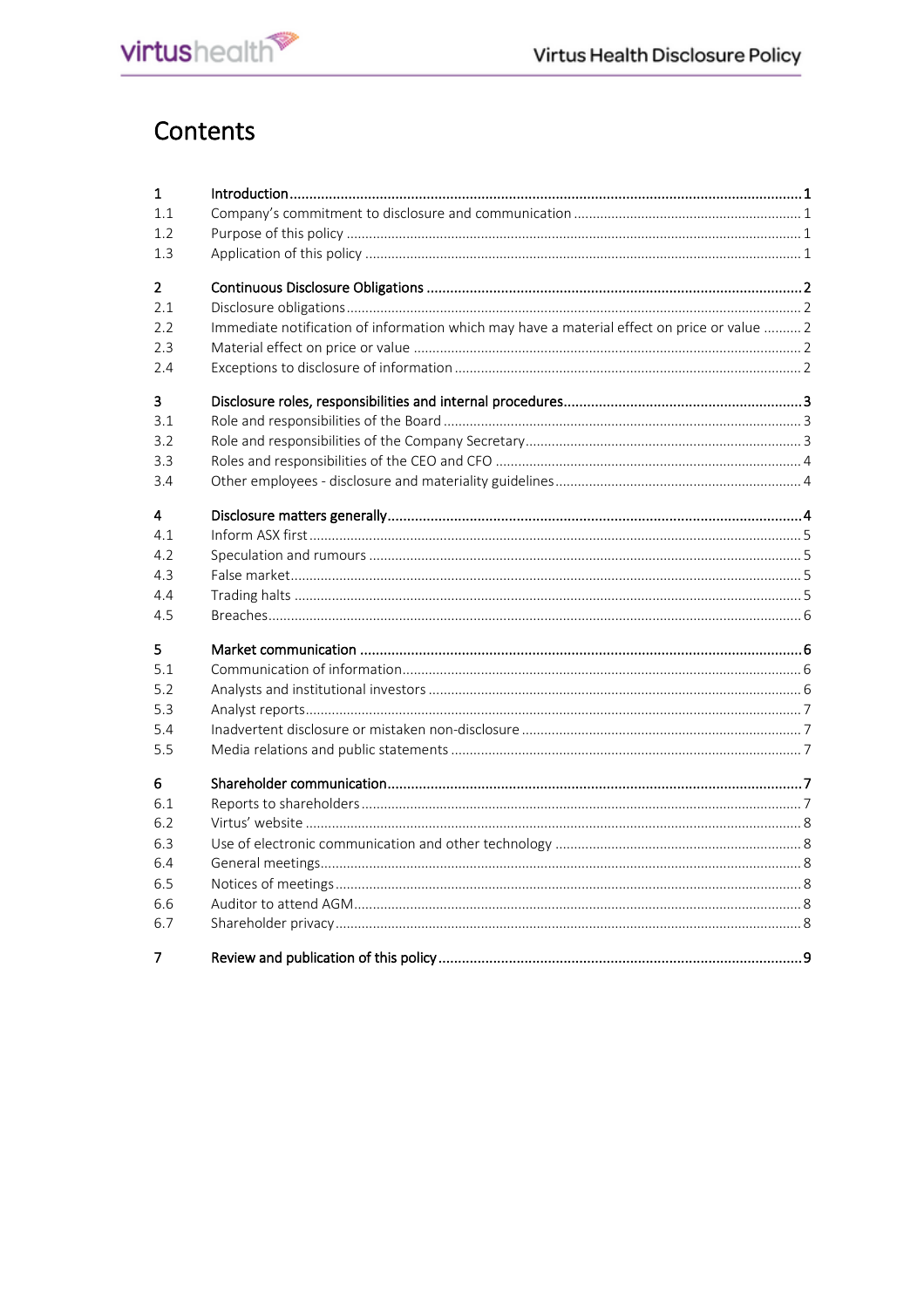# Contents

| | | |
|---|---|---|
| **1** | **Introduction** | **1** |
| 1.1 | Company's commitment to disclosure and communication | 1 |
| 1.2 | Purpose of this policy | 1 |
| 1.3 | Application of this policy | 1 |
| **2** | **Continuous Disclosure Obligations** | **2** |
| 2.1 | Disclosure obligations | 2 |
| 2.2 | Immediate notification of information which may have a material effect on price or value | 2 |
| 2.3 | Material effect on price or value | 2 |
| 2.4 | Exceptions to disclosure of information | 2 |
| **3** | **Disclosure roles, responsibilities and internal procedures** | **3** |
| 3.1 | Role and responsibilities of the Board | 3 |
| 3.2 | Role and responsibilities of the Company Secretary | 3 |
| 3.3 | Roles and responsibilities of the CEO and CFO | 4 |
| 3.4 | Other employees - disclosure and materiality guidelines | 4 |
| **4** | **Disclosure matters generally** | **4** |
| 4.1 | Inform ASX first | 5 |
| 4.2 | Speculation and rumours | 5 |
| 4.3 | False market | 5 |
| 4.4 | Trading halts | 5 |
| 4.5 | Breaches | 6 |
| **5** | **Market communication** | **6** |
| 5.1 | Communication of information | 6 |
| 5.2 | Analysts and institutional investors | 6 |
| 5.3 | Analyst reports | 7 |
| 5.4 | Inadvertent disclosure or mistaken non-disclosure | 7 |
| 5.5 | Media relations and public statements | 7 |
| **6** | **Shareholder communication** | **7** |
| 6.1 | Reports to shareholders | 7 |
| 6.2 | Virtus' website | 8 |
| 6.3 | Use of electronic communication and other technology | 8 |
| 6.4 | General meetings | 8 |
| 6.5 | Notices of meetings | 8 |
| 6.6 | Auditor to attend AGM | 8 |
| 6.7 | Shareholder privacy | 8 |
| **7** | **Review and publication of this policy** | **9** |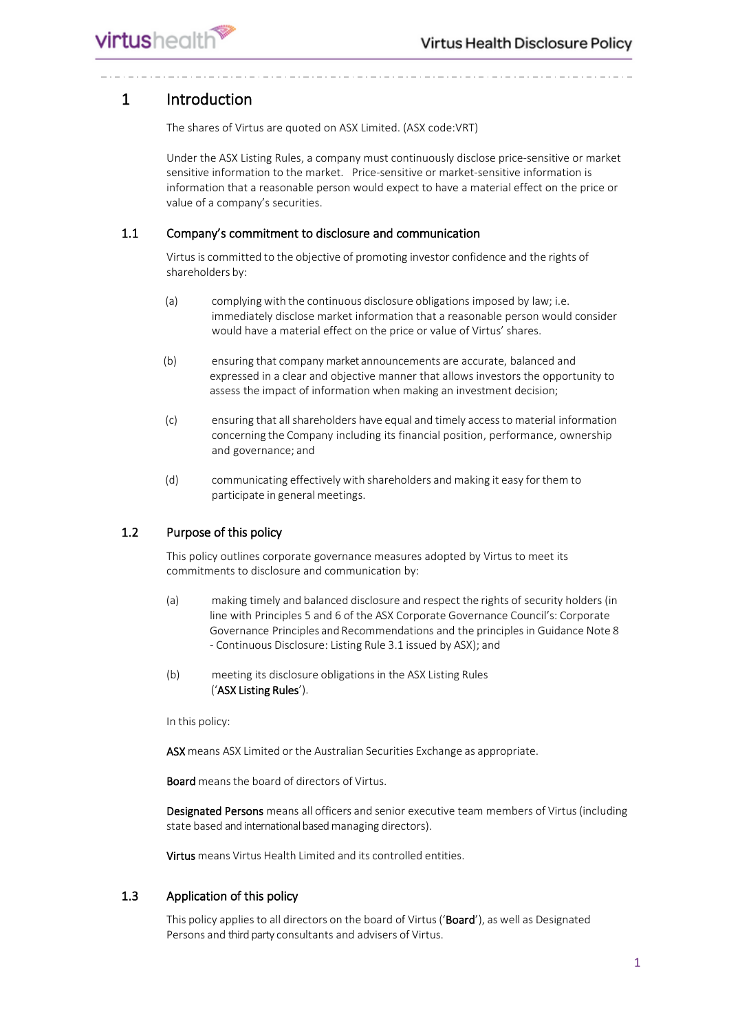# 1 Introduction

The shares of Virtus are quoted on ASX Limited. (ASX code:VRT)

Under the ASX Listing Rules, a company must continuously disclose price-sensitive or market sensitive information to the market. Price-sensitive or market-sensitive information is information that a reasonable person would expect to have a material effect on the price or value of a company's securities.

## 1.1 Company's commitment to disclosure and communication

Virtus is committed to the objective of promoting investor confidence and the rights of shareholders by:

(a) complying with the continuous disclosure obligations imposed by law; i.e. immediately disclose market information that a reasonable person would consider would have a material effect on the price or value of Virtus' shares.

(b) ensuring that company market announcements are accurate, balanced and expressed in a clear and objective manner that allows investors the opportunity to assess the impact of information when making an investment decision;

(c) ensuring that all shareholders have equal and timely access to material information concerning the Company including its financial position, performance, ownership and governance; and

(d) communicating effectively with shareholders and making it easy for them to participate in general meetings.

## 1.2 Purpose of this policy

This policy outlines corporate governance measures adopted by Virtus to meet its commitments to disclosure and communication by:

(a) making timely and balanced disclosure and respect the rights of security holders (in line with Principles 5 and 6 of the ASX Corporate Governance Council's: Corporate Governance Principles and Recommendations and the principles in Guidance Note 8 - Continuous Disclosure: Listing Rule 3.1 issued by ASX); and

(b) meeting its disclosure obligations in the ASX Listing Rules ('**ASX Listing Rules**').

In this policy:

**ASX** means ASX Limited or the Australian Securities Exchange as appropriate.

**Board** means the board of directors of Virtus.

**Designated Persons** means all officers and senior executive team members of Virtus (including state based and international based managing directors).

**Virtus** means Virtus Health Limited and its controlled entities.

## 1.3 Application of this policy

This policy applies to all directors on the board of Virtus ('**Board**'), as well as Designated Persons and third party consultants and advisers of Virtus.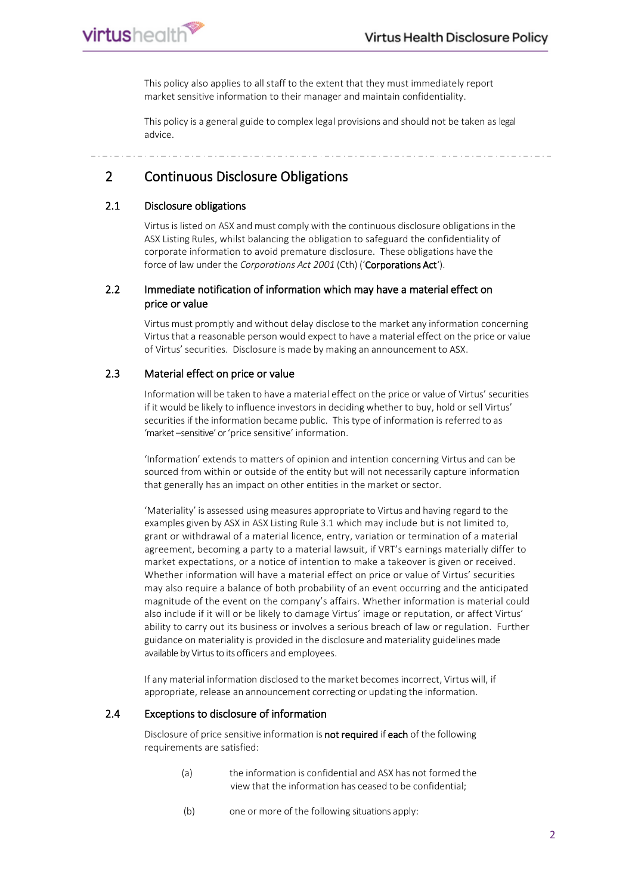This policy also applies to all staff to the extent that they must immediately report market sensitive information to their manager and maintain confidentiality.

This policy is a general guide to complex legal provisions and should not be taken as legal advice.

## 2 Continuous Disclosure Obligations

### 2.1 Disclosure obligations

Virtus is listed on ASX and must comply with the continuous disclosure obligations in the ASX Listing Rules, whilst balancing the obligation to safeguard the confidentiality of corporate information to avoid premature disclosure. These obligations have the force of law under the *Corporations Act 2001* (Cth) ('**Corporations Act**').

### 2.2 Immediate notification of information which may have a material effect on price or value

Virtus must promptly and without delay disclose to the market any information concerning Virtus that a reasonable person would expect to have a material effect on the price or value of Virtus' securities. Disclosure is made by making an announcement to ASX.

### 2.3 Material effect on price or value

Information will be taken to have a material effect on the price or value of Virtus' securities if it would be likely to influence investors in deciding whether to buy, hold or sell Virtus' securities if the information became public. This type of information is referred to as 'market –sensitive' or 'price sensitive' information.

'Information' extends to matters of opinion and intention concerning Virtus and can be sourced from within or outside of the entity but will not necessarily capture information that generally has an impact on other entities in the market or sector.

'Materiality' is assessed using measures appropriate to Virtus and having regard to the examples given by ASX in ASX Listing Rule 3.1 which may include but is not limited to, grant or withdrawal of a material licence, entry, variation or termination of a material agreement, becoming a party to a material lawsuit, if VRT's earnings materially differ to market expectations, or a notice of intention to make a takeover is given or received. Whether information will have a material effect on price or value of Virtus' securities may also require a balance of both probability of an event occurring and the anticipated magnitude of the event on the company's affairs. Whether information is material could also include if it will or be likely to damage Virtus' image or reputation, or affect Virtus' ability to carry out its business or involves a serious breach of law or regulation. Further guidance on materiality is provided in the disclosure and materiality guidelines made available by Virtus to its officers and employees.

If any material information disclosed to the market becomes incorrect, Virtus will, if appropriate, release an announcement correcting or updating the information.

### 2.4 Exceptions to disclosure of information

Disclosure of price sensitive information is **not required** if **each** of the following requirements are satisfied:

(a) the information is confidential and ASX has not formed the view that the information has ceased to be confidential;

(b) one or more of the following situations apply: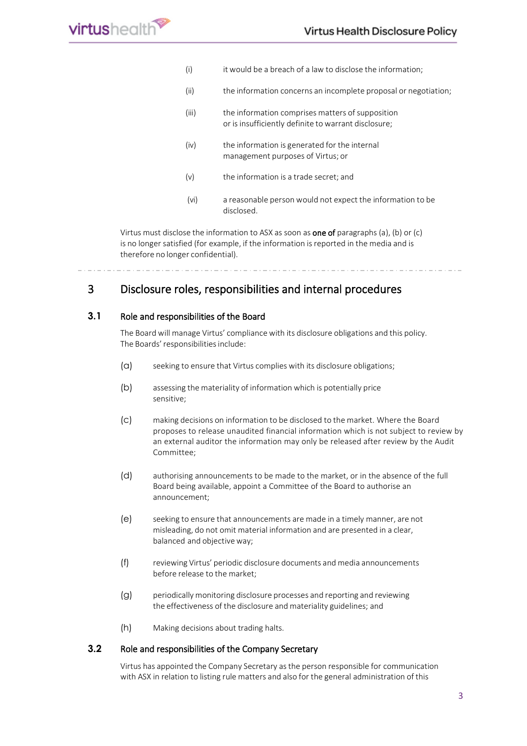(i) it would be a breach of a law to disclose the information;

(ii) the information concerns an incomplete proposal or negotiation;

(iii) the information comprises matters of supposition or is insufficiently definite to warrant disclosure;

(iv) the information is generated for the internal management purposes of Virtus; or

(v) the information is a trade secret; and

(vi) a reasonable person would not expect the information to be disclosed.

Virtus must disclose the information to ASX as soon as **one of** paragraphs (a), (b) or (c) is no longer satisfied (for example, if the information is reported in the media and is therefore no longer confidential).

## 3 Disclosure roles, responsibilities and internal procedures

### 3.1 Role and responsibilities of the Board

The Board will manage Virtus' compliance with its disclosure obligations and this policy. The Boards' responsibilities include:

(a) seeking to ensure that Virtus complies with its disclosure obligations;

(b) assessing the materiality of information which is potentially price sensitive;

(c) making decisions on information to be disclosed to the market. Where the Board proposes to release unaudited financial information which is not subject to review by an external auditor the information may only be released after review by the Audit Committee;

(d) authorising announcements to be made to the market, or in the absence of the full Board being available, appoint a Committee of the Board to authorise an announcement;

(e) seeking to ensure that announcements are made in a timely manner, are not misleading, do not omit material information and are presented in a clear, balanced and objective way;

(f) reviewing Virtus' periodic disclosure documents and media announcements before release to the market;

(g) periodically monitoring disclosure processes and reporting and reviewing the effectiveness of the disclosure and materiality guidelines; and

(h) Making decisions about trading halts.

### 3.2 Role and responsibilities of the Company Secretary

Virtus has appointed the Company Secretary as the person responsible for communication with ASX in relation to listing rule matters and also for the general administration of this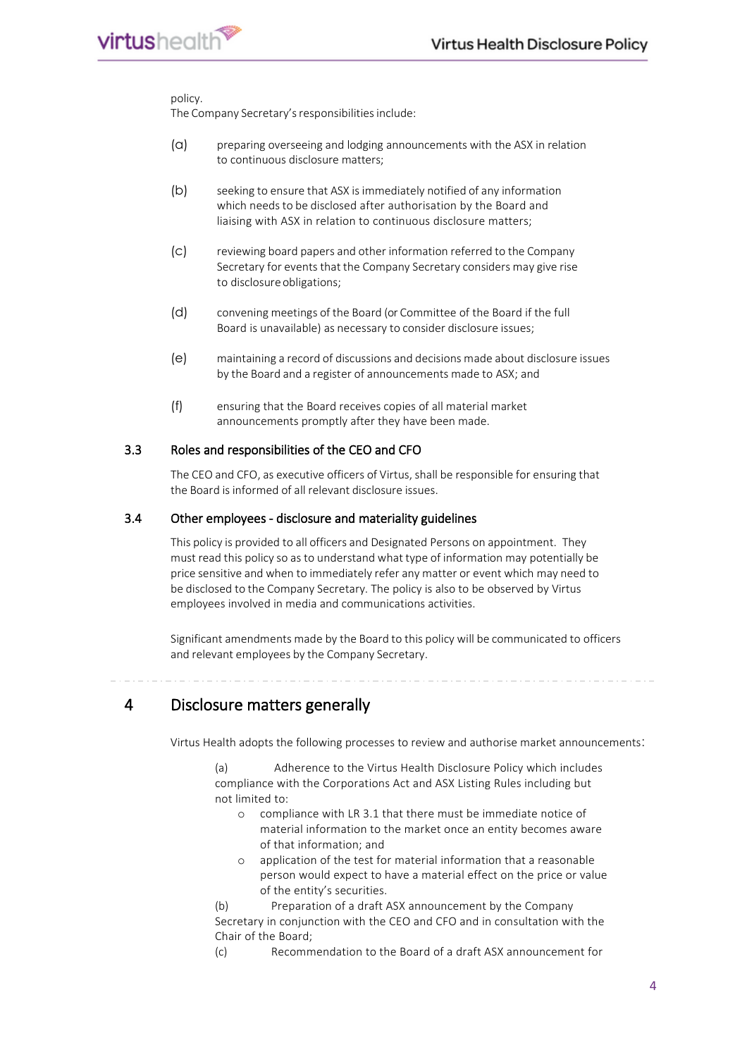policy.
The Company Secretary's responsibilities include:

(a) preparing overseeing and lodging announcements with the ASX in relation to continuous disclosure matters;

(b) seeking to ensure that ASX is immediately notified of any information which needs to be disclosed after authorisation by the Board and liaising with ASX in relation to continuous disclosure matters;

(c) reviewing board papers and other information referred to the Company Secretary for events that the Company Secretary considers may give rise to disclosure obligations;

(d) convening meetings of the Board (or Committee of the Board if the full Board is unavailable) as necessary to consider disclosure issues;

(e) maintaining a record of discussions and decisions made about disclosure issues by the Board and a register of announcements made to ASX; and

(f) ensuring that the Board receives copies of all material market announcements promptly after they have been made.

### 3.3 Roles and responsibilities of the CEO and CFO

The CEO and CFO, as executive officers of Virtus, shall be responsible for ensuring that the Board is informed of all relevant disclosure issues.

### 3.4 Other employees - disclosure and materiality guidelines

This policy is provided to all officers and Designated Persons on appointment. They must read this policy so as to understand what type of information may potentially be price sensitive and when to immediately refer any matter or event which may need to be disclosed to the Company Secretary. The policy is also to be observed by Virtus employees involved in media and communications activities.

Significant amendments made by the Board to this policy will be communicated to officers and relevant employees by the Company Secretary.

## 4 Disclosure matters generally

Virtus Health adopts the following processes to review and authorise market announcements:

(a) Adherence to the Virtus Health Disclosure Policy which includes compliance with the Corporations Act and ASX Listing Rules including but not limited to:

- compliance with LR 3.1 that there must be immediate notice of material information to the market once an entity becomes aware of that information; and
- application of the test for material information that a reasonable person would expect to have a material effect on the price or value of the entity's securities.

(b) Preparation of a draft ASX announcement by the Company Secretary in conjunction with the CEO and CFO and in consultation with the Chair of the Board;

(c) Recommendation to the Board of a draft ASX announcement for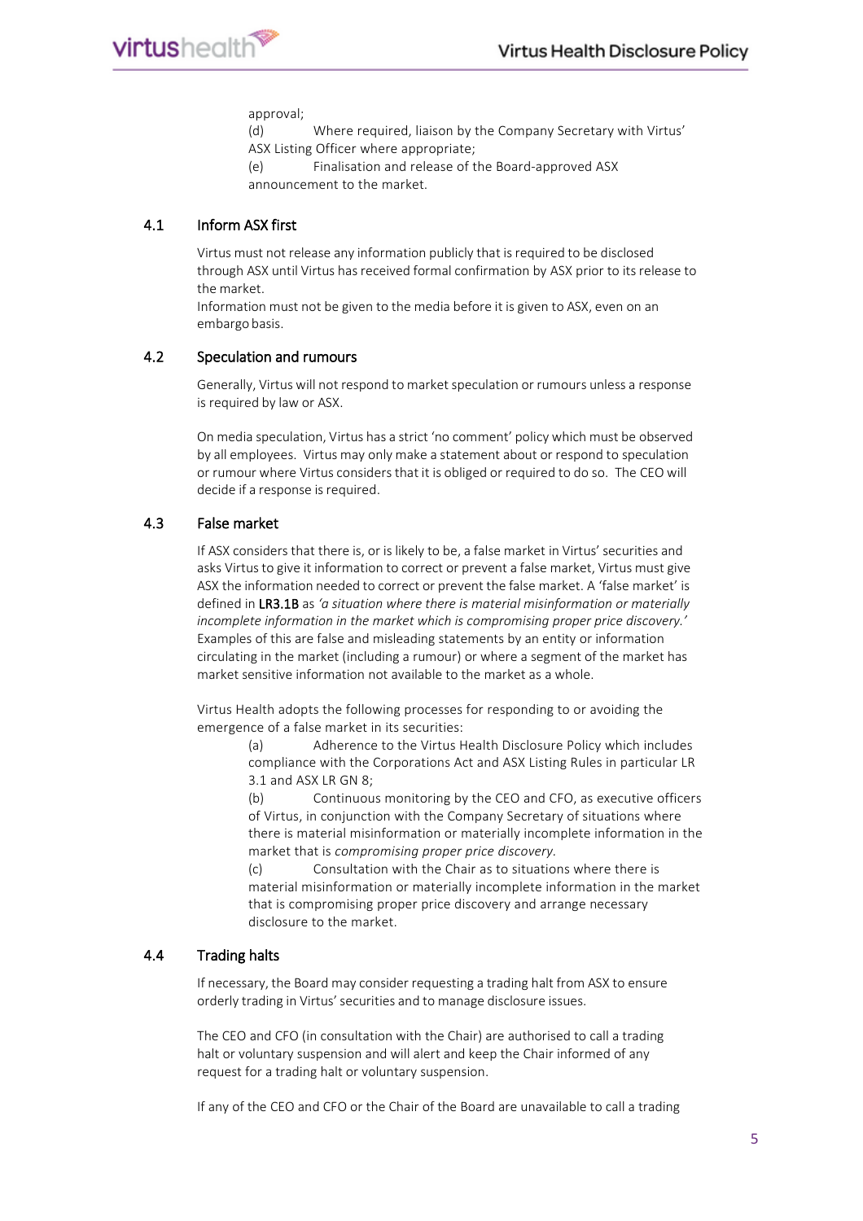approval;

(d) Where required, liaison by the Company Secretary with Virtus' ASX Listing Officer where appropriate;

(e) Finalisation and release of the Board-approved ASX announcement to the market.

## 4.1 Inform ASX first

Virtus must not release any information publicly that is required to be disclosed through ASX until Virtus has received formal confirmation by ASX prior to its release to the market.

Information must not be given to the media before it is given to ASX, even on an embargo basis.

## 4.2 Speculation and rumours

Generally, Virtus will not respond to market speculation or rumours unless a response is required by law or ASX.

On media speculation, Virtus has a strict 'no comment' policy which must be observed by all employees. Virtus may only make a statement about or respond to speculation or rumour where Virtus considers that it is obliged or required to do so. The CEO will decide if a response is required.

## 4.3 False market

If ASX considers that there is, or is likely to be, a false market in Virtus' securities and asks Virtus to give it information to correct or prevent a false market, Virtus must give ASX the information needed to correct or prevent the false market. A 'false market' is defined in LR3.1B as *'a situation where there is material misinformation or materially incomplete information in the market which is compromising proper price discovery.'* Examples of this are false and misleading statements by an entity or information circulating in the market (including a rumour) or where a segment of the market has market sensitive information not available to the market as a whole.

Virtus Health adopts the following processes for responding to or avoiding the emergence of a false market in its securities:

(a) Adherence to the Virtus Health Disclosure Policy which includes compliance with the Corporations Act and ASX Listing Rules in particular LR 3.1 and ASX LR GN 8;

(b) Continuous monitoring by the CEO and CFO, as executive officers of Virtus, in conjunction with the Company Secretary of situations where there is material misinformation or materially incomplete information in the market that is *compromising proper price discovery*.

(c) Consultation with the Chair as to situations where there is material misinformation or materially incomplete information in the market that is compromising proper price discovery and arrange necessary disclosure to the market.

## 4.4 Trading halts

If necessary, the Board may consider requesting a trading halt from ASX to ensure orderly trading in Virtus' securities and to manage disclosure issues.

The CEO and CFO (in consultation with the Chair) are authorised to call a trading halt or voluntary suspension and will alert and keep the Chair informed of any request for a trading halt or voluntary suspension.

If any of the CEO and CFO or the Chair of the Board are unavailable to call a trading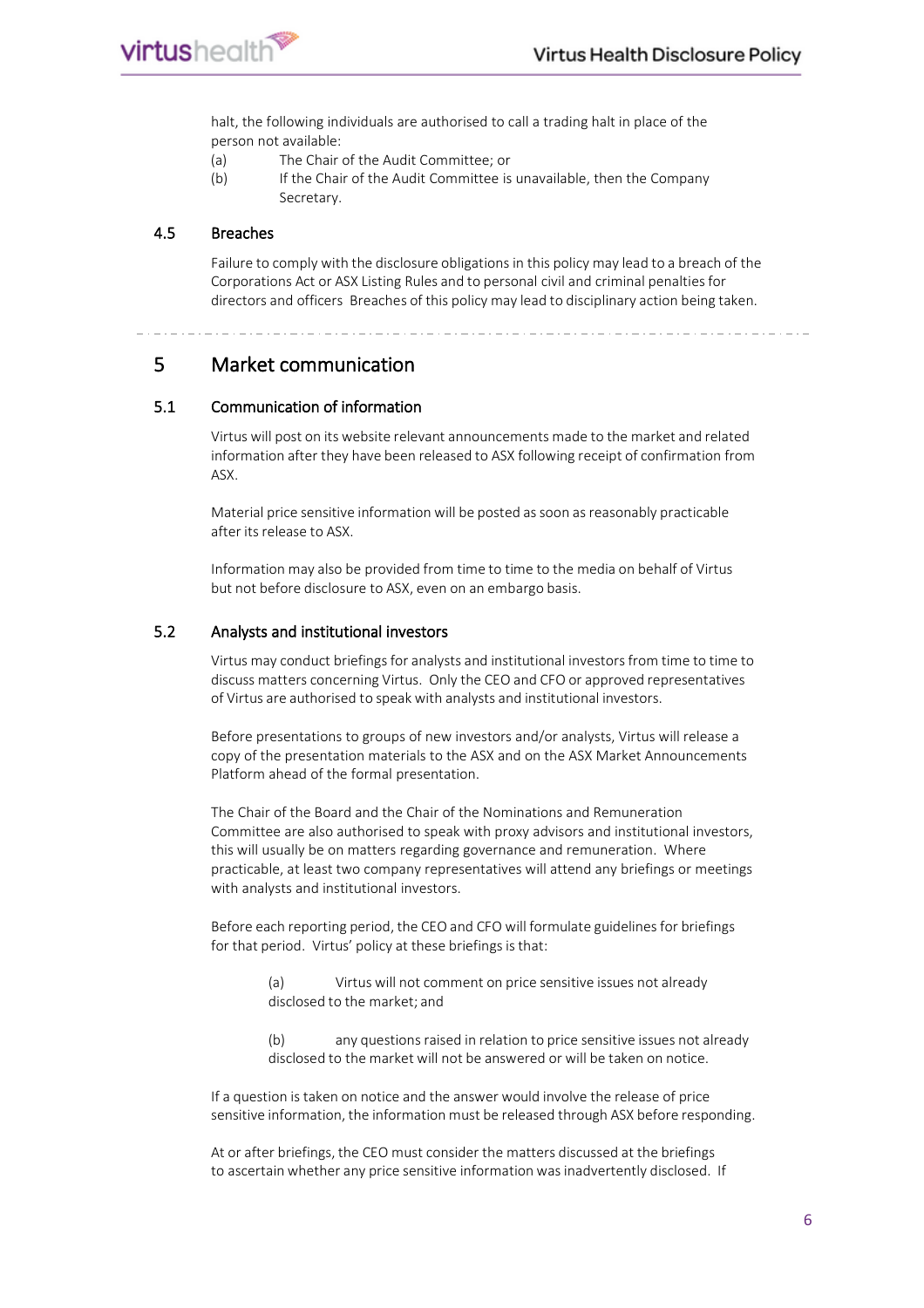halt, the following individuals are authorised to call a trading halt in place of the person not available:

(a) The Chair of the Audit Committee; or

(b) If the Chair of the Audit Committee is unavailable, then the Company Secretary.

### 4.5 Breaches

Failure to comply with the disclosure obligations in this policy may lead to a breach of the Corporations Act or ASX Listing Rules and to personal civil and criminal penalties for directors and officers  Breaches of this policy may lead to disciplinary action being taken.

## 5 Market communication

### 5.1 Communication of information

Virtus will post on its website relevant announcements made to the market and related information after they have been released to ASX following receipt of confirmation from ASX.

Material price sensitive information will be posted as soon as reasonably practicable after its release to ASX.

Information may also be provided from time to time to the media on behalf of Virtus but not before disclosure to ASX, even on an embargo basis.

### 5.2 Analysts and institutional investors

Virtus may conduct briefings for analysts and institutional investors from time to time to discuss matters concerning Virtus.  Only the CEO and CFO or approved representatives of Virtus are authorised to speak with analysts and institutional investors.

Before presentations to groups of new investors and/or analysts, Virtus will release a copy of the presentation materials to the ASX and on the ASX Market Announcements Platform ahead of the formal presentation.

The Chair of the Board and the Chair of the Nominations and Remuneration Committee are also authorised to speak with proxy advisors and institutional investors, this will usually be on matters regarding governance and remuneration.  Where practicable, at least two company representatives will attend any briefings or meetings with analysts and institutional investors.

Before each reporting period, the CEO and CFO will formulate guidelines for briefings for that period.  Virtus' policy at these briefings is that:

(a) Virtus will not comment on price sensitive issues not already disclosed to the market; and

(b) any questions raised in relation to price sensitive issues not already disclosed to the market will not be answered or will be taken on notice.

If a question is taken on notice and the answer would involve the release of price sensitive information, the information must be released through ASX before responding.

At or after briefings, the CEO must consider the matters discussed at the briefings to ascertain whether any price sensitive information was inadvertently disclosed.  If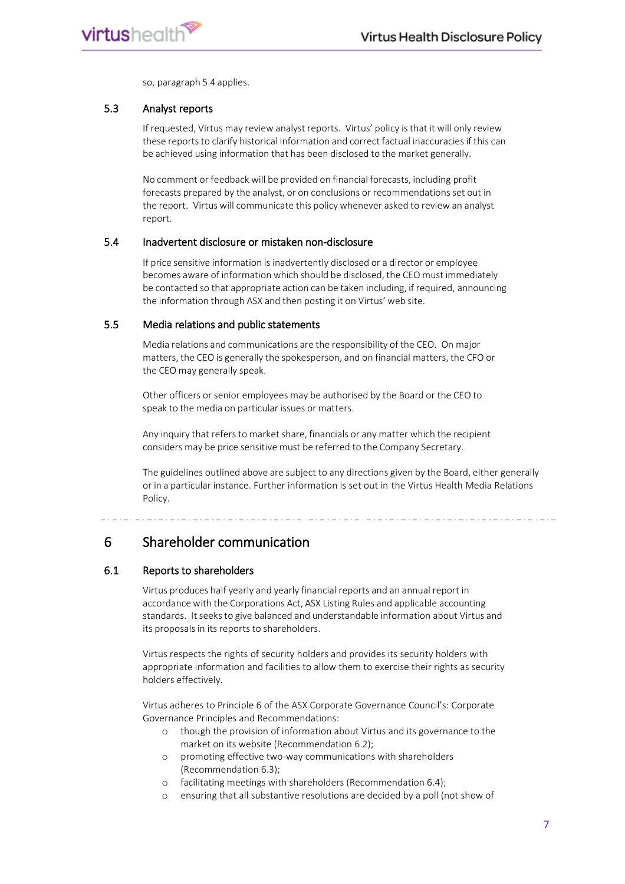so, paragraph 5.4 applies.

### 5.3 Analyst reports

If requested, Virtus may review analyst reports. Virtus' policy is that it will only review these reports to clarify historical information and correct factual inaccuracies if this can be achieved using information that has been disclosed to the market generally.

No comment or feedback will be provided on financial forecasts, including profit forecasts prepared by the analyst, or on conclusions or recommendations set out in the report. Virtus will communicate this policy whenever asked to review an analyst report.

### 5.4 Inadvertent disclosure or mistaken non-disclosure

If price sensitive information is inadvertently disclosed or a director or employee becomes aware of information which should be disclosed, the CEO must immediately be contacted so that appropriate action can be taken including, if required, announcing the information through ASX and then posting it on Virtus' web site.

### 5.5 Media relations and public statements

Media relations and communications are the responsibility of the CEO. On major matters, the CEO is generally the spokesperson, and on financial matters, the CFO or the CEO may generally speak.

Other officers or senior employees may be authorised by the Board or the CEO to speak to the media on particular issues or matters.

Any inquiry that refers to market share, financials or any matter which the recipient considers may be price sensitive must be referred to the Company Secretary.

The guidelines outlined above are subject to any directions given by the Board, either generally or in a particular instance. Further information is set out in the Virtus Health Media Relations Policy.

## 6 Shareholder communication

### 6.1 Reports to shareholders

Virtus produces half yearly and yearly financial reports and an annual report in accordance with the Corporations Act, ASX Listing Rules and applicable accounting standards. It seeks to give balanced and understandable information about Virtus and its proposals in its reports to shareholders.

Virtus respects the rights of security holders and provides its security holders with appropriate information and facilities to allow them to exercise their rights as security holders effectively.

Virtus adheres to Principle 6 of the ASX Corporate Governance Council's: Corporate Governance Principles and Recommendations:

- though the provision of information about Virtus and its governance to the market on its website (Recommendation 6.2);
- promoting effective two-way communications with shareholders (Recommendation 6.3);
- facilitating meetings with shareholders (Recommendation 6.4);
- ensuring that all substantive resolutions are decided by a poll (not show of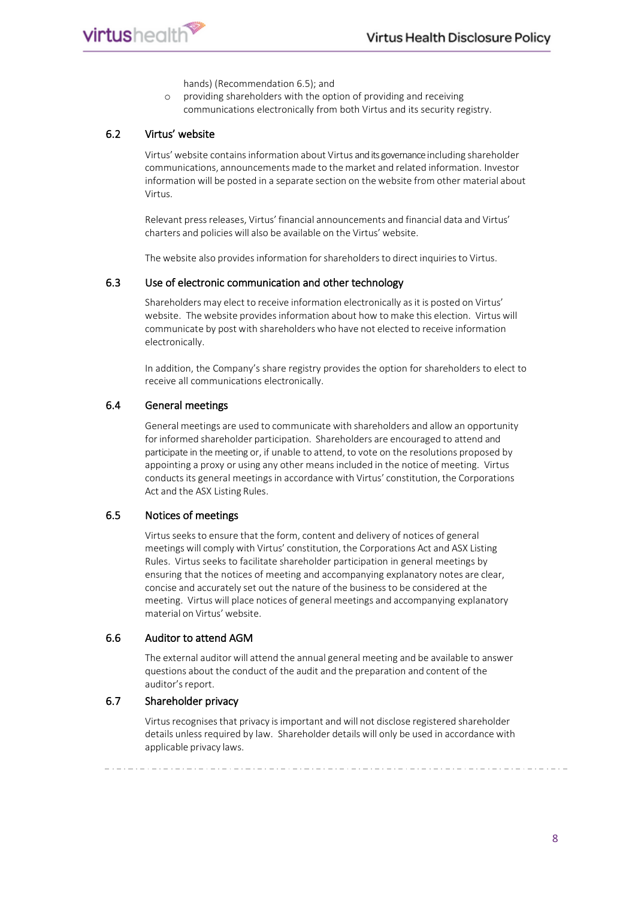hands) (Recommendation 6.5); and

- providing shareholders with the option of providing and receiving communications electronically from both Virtus and its security registry.

### 6.2 Virtus' website

Virtus' website contains information about Virtus and its governance including shareholder communications, announcements made to the market and related information. Investor information will be posted in a separate section on the website from other material about Virtus.

Relevant press releases, Virtus' financial announcements and financial data and Virtus' charters and policies will also be available on the Virtus' website.

The website also provides information for shareholders to direct inquiries to Virtus.

### 6.3 Use of electronic communication and other technology

Shareholders may elect to receive information electronically as it is posted on Virtus' website. The website provides information about how to make this election. Virtus will communicate by post with shareholders who have not elected to receive information electronically.

In addition, the Company's share registry provides the option for shareholders to elect to receive all communications electronically.

### 6.4 General meetings

General meetings are used to communicate with shareholders and allow an opportunity for informed shareholder participation. Shareholders are encouraged to attend and participate in the meeting or, if unable to attend, to vote on the resolutions proposed by appointing a proxy or using any other means included in the notice of meeting. Virtus conducts its general meetings in accordance with Virtus' constitution, the Corporations Act and the ASX Listing Rules.

### 6.5 Notices of meetings

Virtus seeks to ensure that the form, content and delivery of notices of general meetings will comply with Virtus' constitution, the Corporations Act and ASX Listing Rules. Virtus seeks to facilitate shareholder participation in general meetings by ensuring that the notices of meeting and accompanying explanatory notes are clear, concise and accurately set out the nature of the business to be considered at the meeting. Virtus will place notices of general meetings and accompanying explanatory material on Virtus' website.

### 6.6 Auditor to attend AGM

The external auditor will attend the annual general meeting and be available to answer questions about the conduct of the audit and the preparation and content of the auditor's report.

### 6.7 Shareholder privacy

Virtus recognises that privacy is important and will not disclose registered shareholder details unless required by law. Shareholder details will only be used in accordance with applicable privacy laws.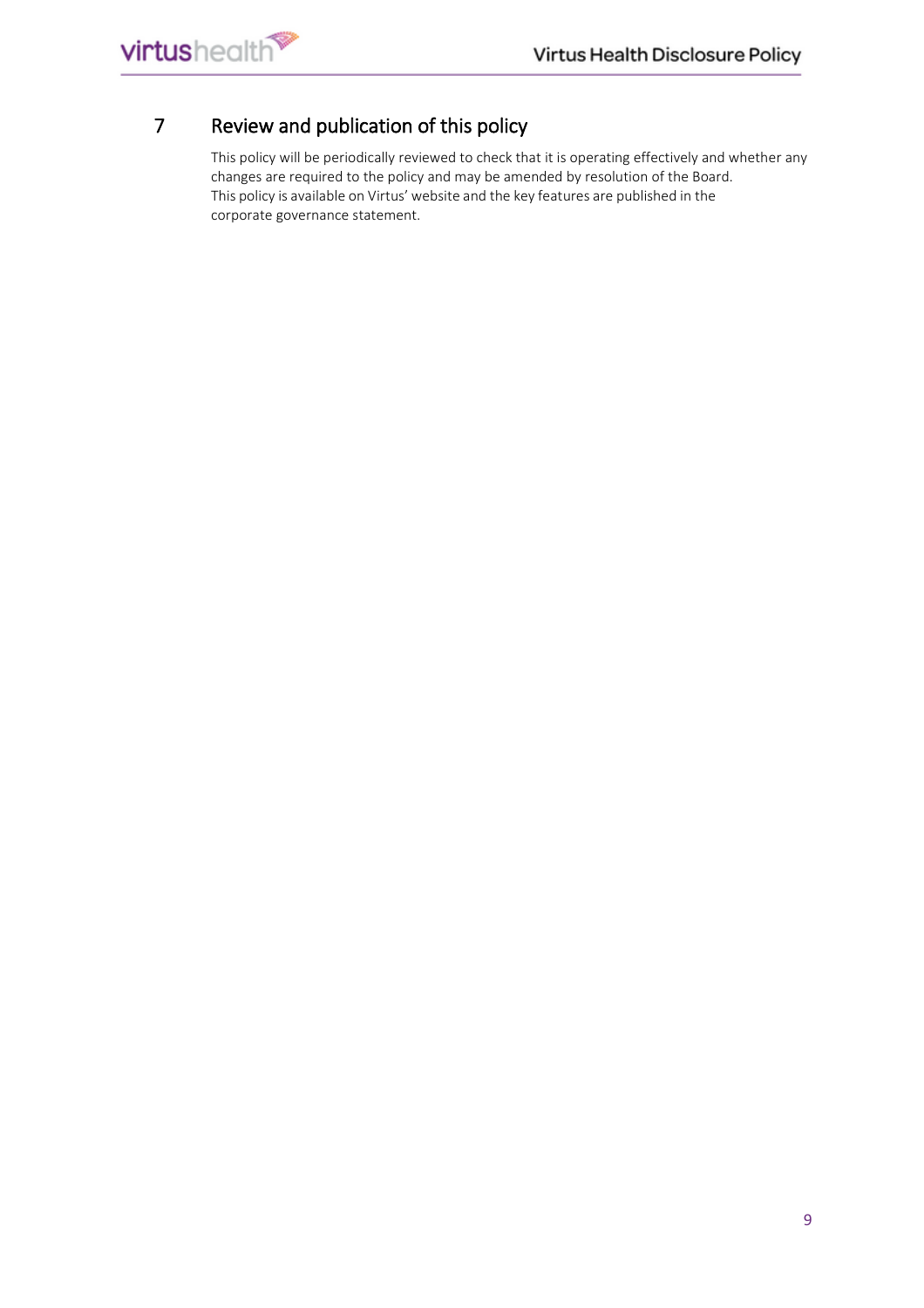## 7 Review and publication of this policy

This policy will be periodically reviewed to check that it is operating effectively and whether any changes are required to the policy and may be amended by resolution of the Board.
This policy is available on Virtus' website and the key features are published in the corporate governance statement.